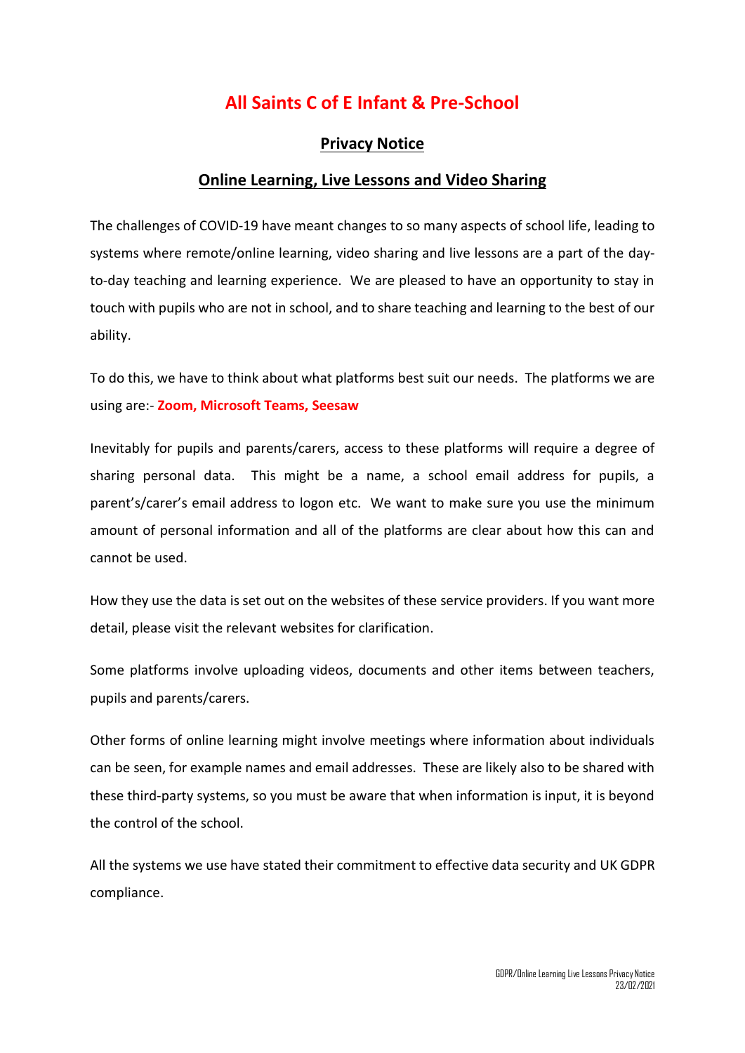# All Saints C of E Infant & Pre-School

## Privacy Notice

## Online Learning, Live Lessons and Video Sharing

The challenges of COVID-19 have meant changes to so many aspects of school life, leading to systems where remote/online learning, video sharing and live lessons are a part of the day-to-day teaching and learning experience. We are pleased to have an opportunity to stay in touch with pupils who are not in school, and to share teaching and learning to the best of our ability.

To do this, we have to think about what platforms best suit our needs. The platforms we are using are:- **Zoom, Microsoft Teams, Seesaw**

Inevitably for pupils and parents/carers, access to these platforms will require a degree of sharing personal data. This might be a name, a school email address for pupils, a parent's/carer's email address to logon etc. We want to make sure you use the minimum amount of personal information and all of the platforms are clear about how this can and cannot be used.

How they use the data is set out on the websites of these service providers. If you want more detail, please visit the relevant websites for clarification.

Some platforms involve uploading videos, documents and other items between teachers, pupils and parents/carers.

Other forms of online learning might involve meetings where information about individuals can be seen, for example names and email addresses. These are likely also to be shared with these third-party systems, so you must be aware that when information is input, it is beyond the control of the school.

All the systems we use have stated their commitment to effective data security and UK GDPR compliance.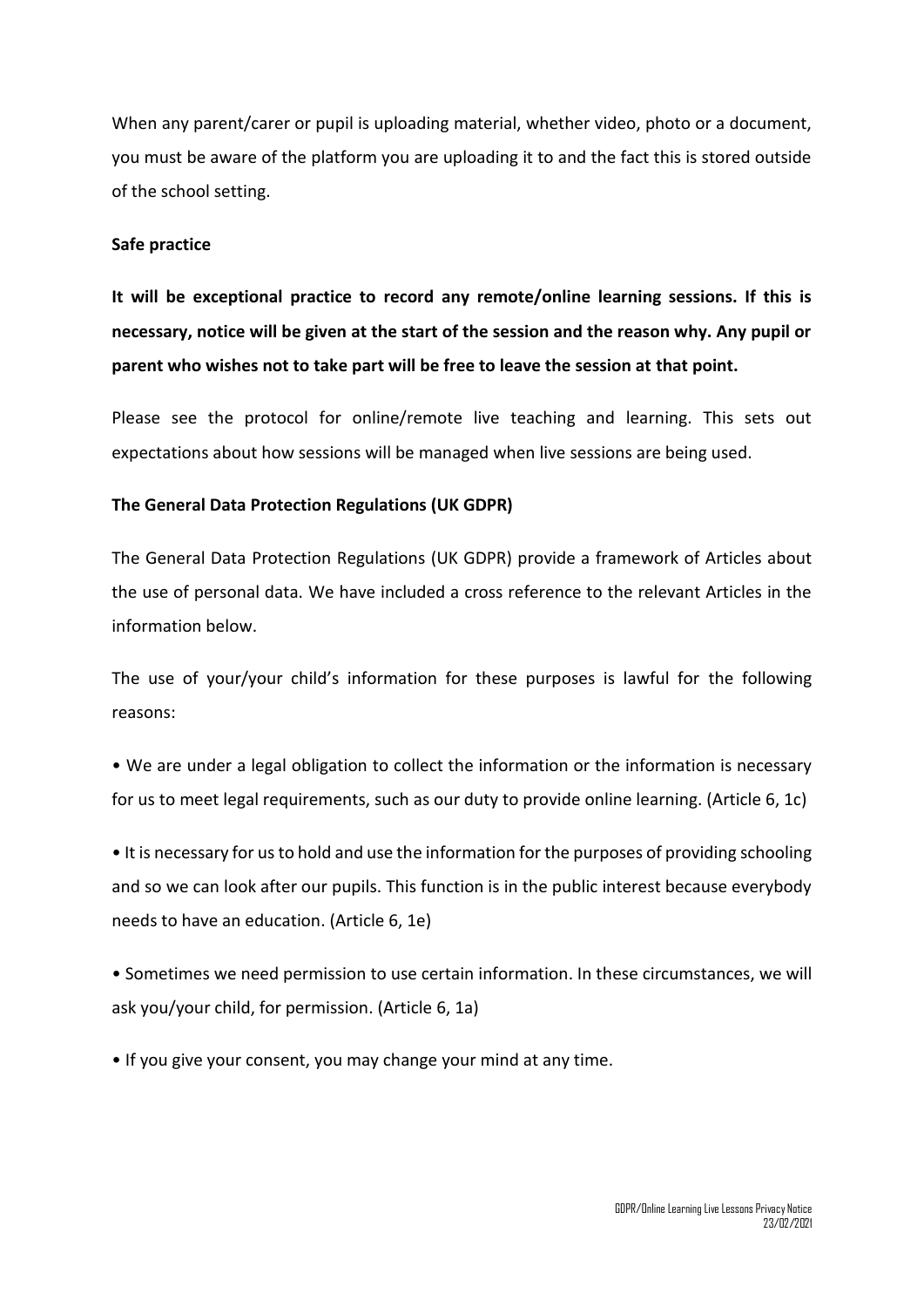When any parent/carer or pupil is uploading material, whether video, photo or a document, you must be aware of the platform you are uploading it to and the fact this is stored outside of the school setting.

**Safe practice**

**It will be exceptional practice to record any remote/online learning sessions. If this is necessary, notice will be given at the start of the session and the reason why. Any pupil or parent who wishes not to take part will be free to leave the session at that point.**

Please see the protocol for online/remote live teaching and learning. This sets out expectations about how sessions will be managed when live sessions are being used.

**The General Data Protection Regulations (UK GDPR)**

The General Data Protection Regulations (UK GDPR) provide a framework of Articles about the use of personal data. We have included a cross reference to the relevant Articles in the information below.

The use of your/your child's information for these purposes is lawful for the following reasons:

- We are under a legal obligation to collect the information or the information is necessary for us to meet legal requirements, such as our duty to provide online learning. (Article 6, 1c)
- It is necessary for us to hold and use the information for the purposes of providing schooling and so we can look after our pupils. This function is in the public interest because everybody needs to have an education. (Article 6, 1e)
- Sometimes we need permission to use certain information. In these circumstances, we will ask you/your child, for permission. (Article 6, 1a)
- If you give your consent, you may change your mind at any time.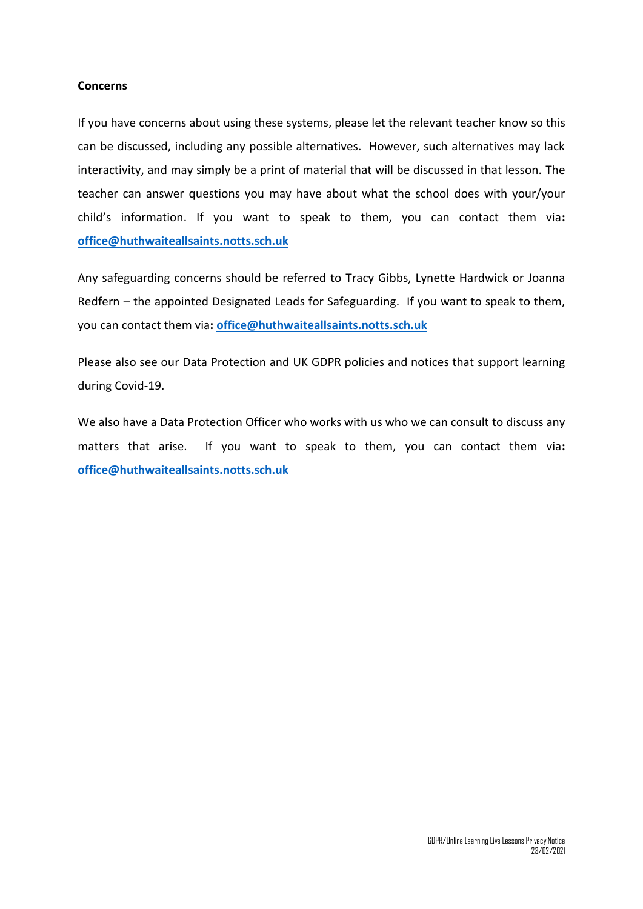**Concerns**

If you have concerns about using these systems, please let the relevant teacher know so this can be discussed, including any possible alternatives. However, such alternatives may lack interactivity, and may simply be a print of material that will be discussed in that lesson. The teacher can answer questions you may have about what the school does with your/your child's information. If you want to speak to them, you can contact them via**:** office@huthwaiteallsaints.notts.sch.uk

Any safeguarding concerns should be referred to Tracy Gibbs, Lynette Hardwick or Joanna Redfern – the appointed Designated Leads for Safeguarding. If you want to speak to them, you can contact them via**:** office@huthwaiteallsaints.notts.sch.uk

Please also see our Data Protection and UK GDPR policies and notices that support learning during Covid-19.

We also have a Data Protection Officer who works with us who we can consult to discuss any matters that arise. If you want to speak to them, you can contact them via**:** office@huthwaiteallsaints.notts.sch.uk